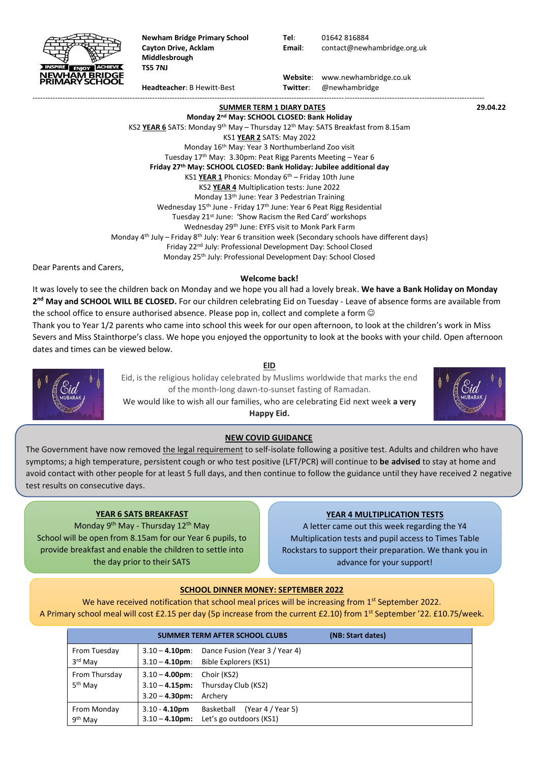**Newham Bridge Primary School**
**Cayton Drive, Acklam**
**Middlesbrough**
**TS5 7NJ**

**Headteacher**: B Hewitt-Best

**Tel**: 01642 816884
**Email**: contact@newhambridge.org.uk

**Website**: www.newhambridge.co.uk
**Twitter**: @newhambridge

---

**29.04.22**

## SUMMER TERM 1 DIARY DATES

**Monday 2nd May: SCHOOL CLOSED: Bank Holiday**
KS2 **YEAR 6** SATS: Monday 9th May – Thursday 12th May: SATS Breakfast from 8.15am
KS1 **YEAR 2** SATS: May 2022
Monday 16th May: Year 3 Northumberland Zoo visit
Tuesday 17th May: 3.30pm: Peat Rigg Parents Meeting – Year 6
**Friday 27th May: SCHOOL CLOSED: Bank Holiday: Jubilee additional day**
KS1 **YEAR 1** Phonics: Monday 6th – Friday 10th June
KS2 **YEAR 4** Multiplication tests: June 2022
Monday 13th June: Year 3 Pedestrian Training
Wednesday 15th June - Friday 17th June: Year 6 Peat Rigg Residential
Tuesday 21st June: 'Show Racism the Red Card' workshops
Wednesday 29th June: EYFS visit to Monk Park Farm
Monday 4th July – Friday 8th July: Year 6 transition week (Secondary schools have different days)
Friday 22nd July: Professional Development Day: School Closed
Monday 25th July: Professional Development Day: School Closed

Dear Parents and Carers,

**Welcome back!**

It was lovely to see the children back on Monday and we hope you all had a lovely break. **We have a Bank Holiday on Monday 2nd May and SCHOOL WILL BE CLOSED.** For our children celebrating Eid on Tuesday - Leave of absence forms are available from the school office to ensure authorised absence. Please pop in, collect and complete a form ☺

Thank you to Year 1/2 parents who came into school this week for our open afternoon, to look at the children's work in Miss Severs and Miss Stainthorpe's class. We hope you enjoyed the opportunity to look at the books with your child. Open afternoon dates and times can be viewed below.

## EID

Eid, is the religious holiday celebrated by Muslims worldwide that marks the end of the month-long dawn-to-sunset fasting of Ramadan.
We would like to wish all our families, who are celebrating Eid next week **a very Happy Eid.**

## NEW COVID GUIDANCE

The Government have now removed the legal requirement to self-isolate following a positive test. Adults and children who have symptoms; a high temperature, persistent cough or who test positive (LFT/PCR) will continue to **be advised** to stay at home and avoid contact with other people for at least 5 full days, and then continue to follow the guidance until they have received 2 negative test results on consecutive days.

## YEAR 6 SATS BREAKFAST

Monday 9th May - Thursday 12th May
School will be open from 8.15am for our Year 6 pupils, to provide breakfast and enable the children to settle into the day prior to their SATS

## YEAR 4 MULTIPLICATION TESTS

A letter came out this week regarding the Y4 Multiplication tests and pupil access to Times Table Rockstars to support their preparation. We thank you in advance for your support!

## SCHOOL DINNER MONEY: SEPTEMBER 2022

We have received notification that school meal prices will be increasing from 1st September 2022.
A Primary school meal will cost £2.15 per day (5p increase from the current £2.10) from 1st September '22. £10.75/week.

| SUMMER TERM AFTER SCHOOL CLUBS | (NB: Start dates) | |
|---|---|---|
| From Tuesday 3rd May | 3.10 – **4.10pm**: | Dance Fusion (Year 3 / Year 4) |
| | 3.10 – **4.10pm**: | Bible Explorers (KS1) |
| From Thursday 5th May | 3.10 – **4.00pm**: | Choir (KS2) |
| | 3.10 – **4.15pm**: | Thursday Club (KS2) |
| | 3.20 – **4.30pm**: | Archery |
| From Monday 9th May | 3.10 - **4.10pm** | Basketball (Year 4 / Year 5) |
| | 3.10 – **4.10pm**: | Let's go outdoors (KS1) |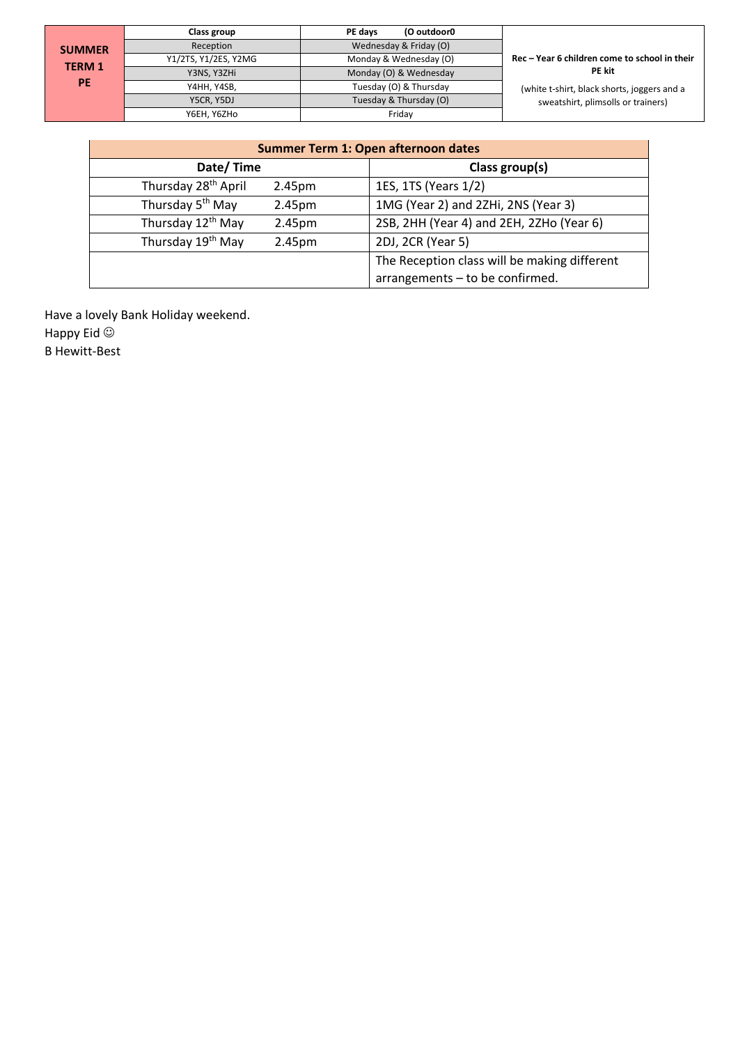| SUMMER TERM 1 PE | Class group | PE days (O outdoor0 | Rec – Year 6 children come to school in their PE kit (white t-shirt, black shorts, joggers and a sweatshirt, plimsolls or trainers) |
|---|---|---|---|
| | Reception | Wednesday & Friday (O) | |
| | Y1/2TS, Y1/2ES, Y2MG | Monday & Wednesday (O) | |
| | Y3NS, Y3ZHi | Monday (O) & Wednesday | |
| | Y4HH, Y4SB, | Tuesday (O) & Thursday | |
| | Y5CR, Y5DJ | Tuesday & Thursday (O) | |
| | Y6EH, Y6ZHo | Friday | |

| Summer Term 1: Open afternoon dates | |
|---|---|
| **Date/ Time** | **Class group(s)** |
| Thursday 28th April 2.45pm | 1ES, 1TS (Years 1/2) |
| Thursday 5th May 2.45pm | 1MG (Year 2) and 2ZHi, 2NS (Year 3) |
| Thursday 12th May 2.45pm | 2SB, 2HH (Year 4) and 2EH, 2ZHo (Year 6) |
| Thursday 19th May 2.45pm | 2DJ, 2CR (Year 5) |
| | The Reception class will be making different arrangements – to be confirmed. |

Have a lovely Bank Holiday weekend.
Happy Eid ☺
B Hewitt-Best